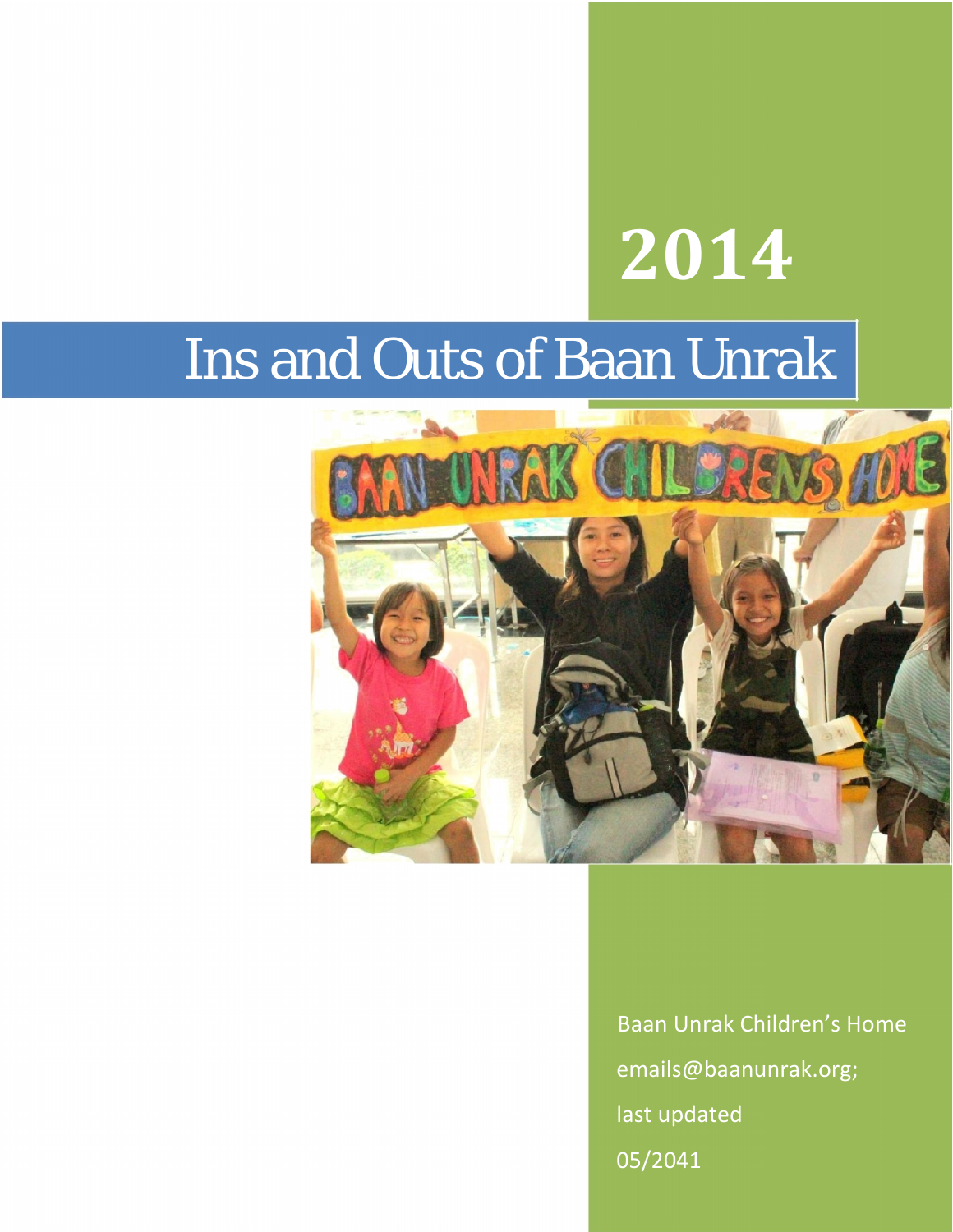# 2014

# Ins and Outs of Baan Unrak

Baan Unrak Children's Home

emails@baanunrak.org;

last updated

05/2041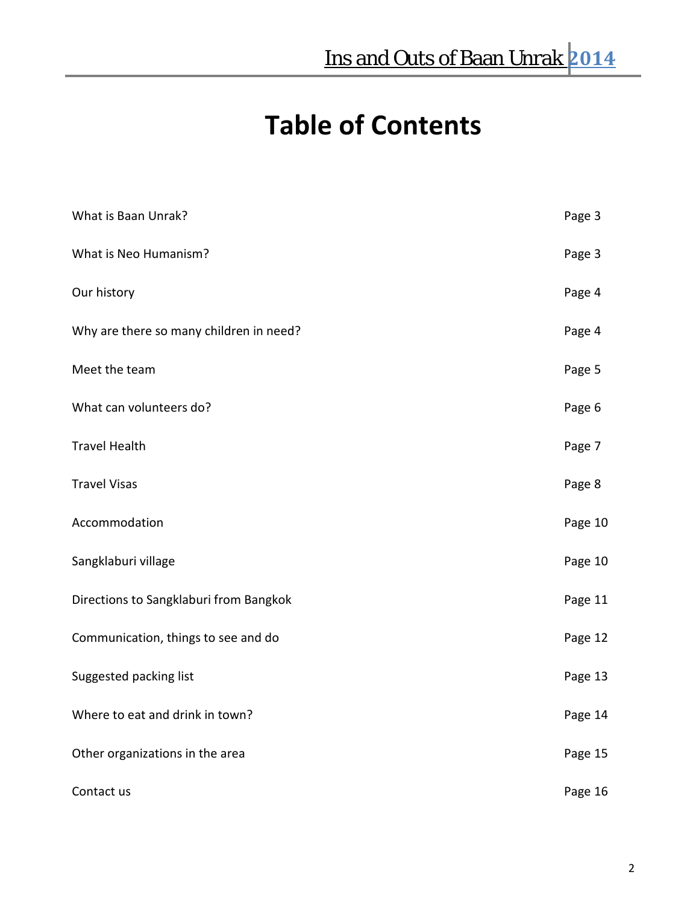# Table of Contents

| | |
|---|---|
| What is Baan Unrak? | Page 3 |
| What is Neo Humanism? | Page 3 |
| Our history | Page 4 |
| Why are there so many children in need? | Page 4 |
| Meet the team | Page 5 |
| What can volunteers do? | Page 6 |
| Travel Health | Page 7 |
| Travel Visas | Page 8 |
| Accommodation | Page 10 |
| Sangklaburi village | Page 10 |
| Directions to Sangklaburi from Bangkok | Page 11 |
| Communication, things to see and do | Page 12 |
| Suggested packing list | Page 13 |
| Where to eat and drink in town? | Page 14 |
| Other organizations in the area | Page 15 |
| Contact us | Page 16 |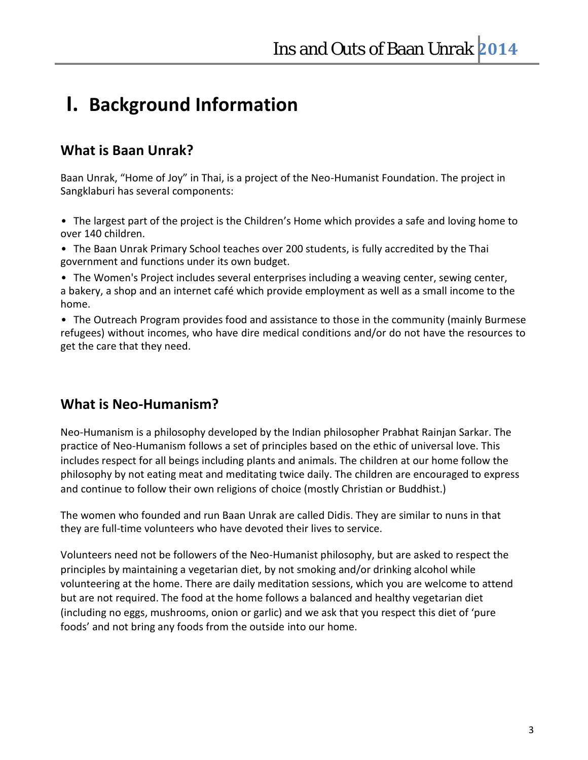# I. Background Information

## What is Baan Unrak?

Baan Unrak, "Home of Joy" in Thai, is a project of the Neo-Humanist Foundation. The project in Sangklaburi has several components:

- The largest part of the project is the Children's Home which provides a safe and loving home to over 140 children.
- The Baan Unrak Primary School teaches over 200 students, is fully accredited by the Thai government and functions under its own budget.
- The Women's Project includes several enterprises including a weaving center, sewing center, a bakery, a shop and an internet café which provide employment as well as a small income to the home.
- The Outreach Program provides food and assistance to those in the community (mainly Burmese refugees) without incomes, who have dire medical conditions and/or do not have the resources to get the care that they need.

## What is Neo-Humanism?

Neo-Humanism is a philosophy developed by the Indian philosopher Prabhat Rainjan Sarkar. The practice of Neo-Humanism follows a set of principles based on the ethic of universal love. This includes respect for all beings including plants and animals. The children at our home follow the philosophy by not eating meat and meditating twice daily. The children are encouraged to express and continue to follow their own religions of choice (mostly Christian or Buddhist.)

The women who founded and run Baan Unrak are called Didis. They are similar to nuns in that they are full-time volunteers who have devoted their lives to service.

Volunteers need not be followers of the Neo-Humanist philosophy, but are asked to respect the principles by maintaining a vegetarian diet, by not smoking and/or drinking alcohol while volunteering at the home. There are daily meditation sessions, which you are welcome to attend but are not required. The food at the home follows a balanced and healthy vegetarian diet (including no eggs, mushrooms, onion or garlic) and we ask that you respect this diet of 'pure foods' and not bring any foods from the outside into our home.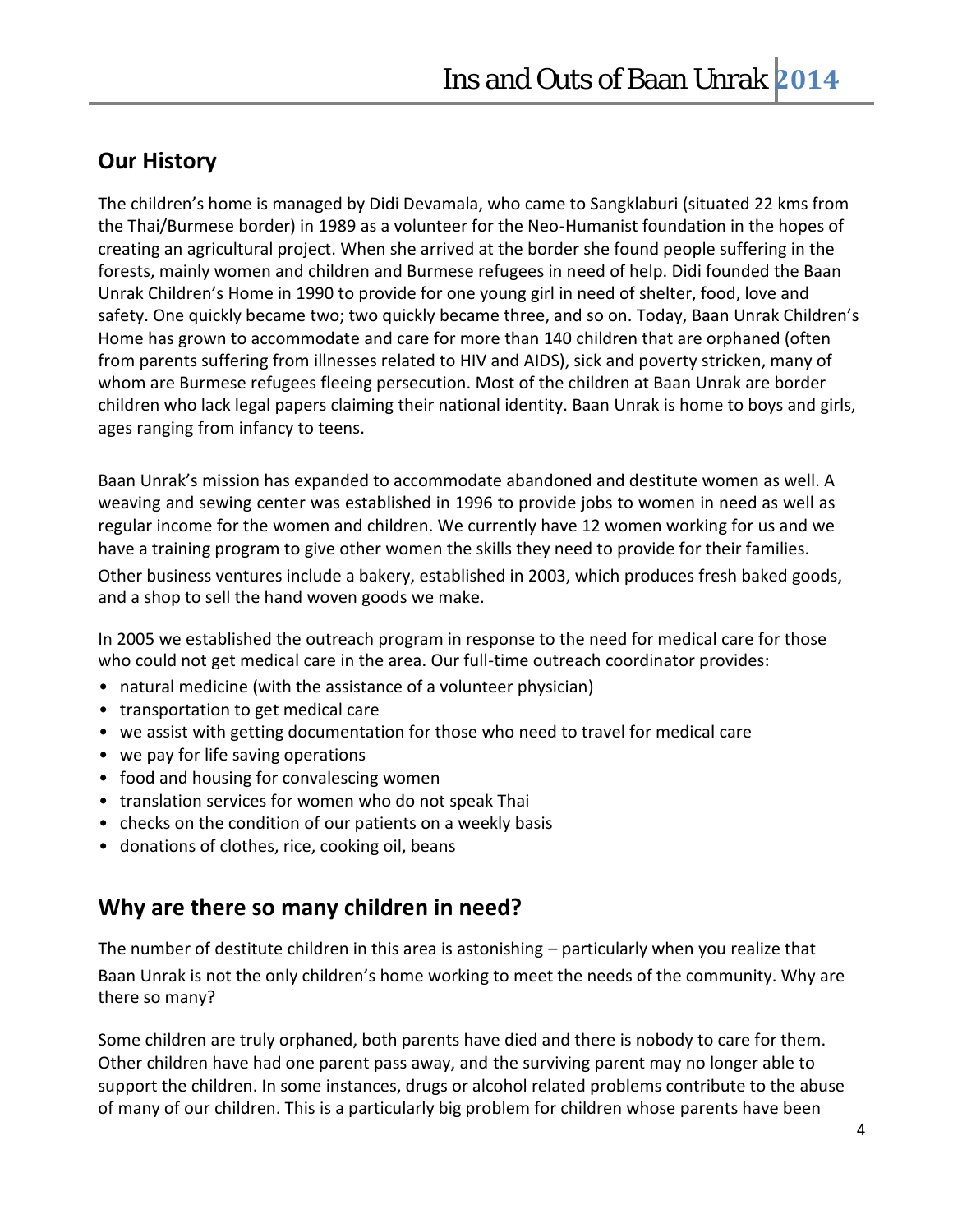## Our History

The children's home is managed by Didi Devamala, who came to Sangklaburi (situated 22 kms from the Thai/Burmese border) in 1989 as a volunteer for the Neo-Humanist foundation in the hopes of creating an agricultural project. When she arrived at the border she found people suffering in the forests, mainly women and children and Burmese refugees in need of help. Didi founded the Baan Unrak Children's Home in 1990 to provide for one young girl in need of shelter, food, love and safety. One quickly became two; two quickly became three, and so on. Today, Baan Unrak Children's Home has grown to accommodate and care for more than 140 children that are orphaned (often from parents suffering from illnesses related to HIV and AIDS), sick and poverty stricken, many of whom are Burmese refugees fleeing persecution. Most of the children at Baan Unrak are border children who lack legal papers claiming their national identity. Baan Unrak is home to boys and girls, ages ranging from infancy to teens.

Baan Unrak's mission has expanded to accommodate abandoned and destitute women as well. A weaving and sewing center was established in 1996 to provide jobs to women in need as well as regular income for the women and children. We currently have 12 women working for us and we have a training program to give other women the skills they need to provide for their families. Other business ventures include a bakery, established in 2003, which produces fresh baked goods, and a shop to sell the hand woven goods we make.

In 2005 we established the outreach program in response to the need for medical care for those who could not get medical care in the area. Our full-time outreach coordinator provides:

- natural medicine (with the assistance of a volunteer physician)
- transportation to get medical care
- we assist with getting documentation for those who need to travel for medical care
- we pay for life saving operations
- food and housing for convalescing women
- translation services for women who do not speak Thai
- checks on the condition of our patients on a weekly basis
- donations of clothes, rice, cooking oil, beans

## Why are there so many children in need?

The number of destitute children in this area is astonishing – particularly when you realize that Baan Unrak is not the only children's home working to meet the needs of the community. Why are there so many?

Some children are truly orphaned, both parents have died and there is nobody to care for them. Other children have had one parent pass away, and the surviving parent may no longer able to support the children. In some instances, drugs or alcohol related problems contribute to the abuse of many of our children. This is a particularly big problem for children whose parents have been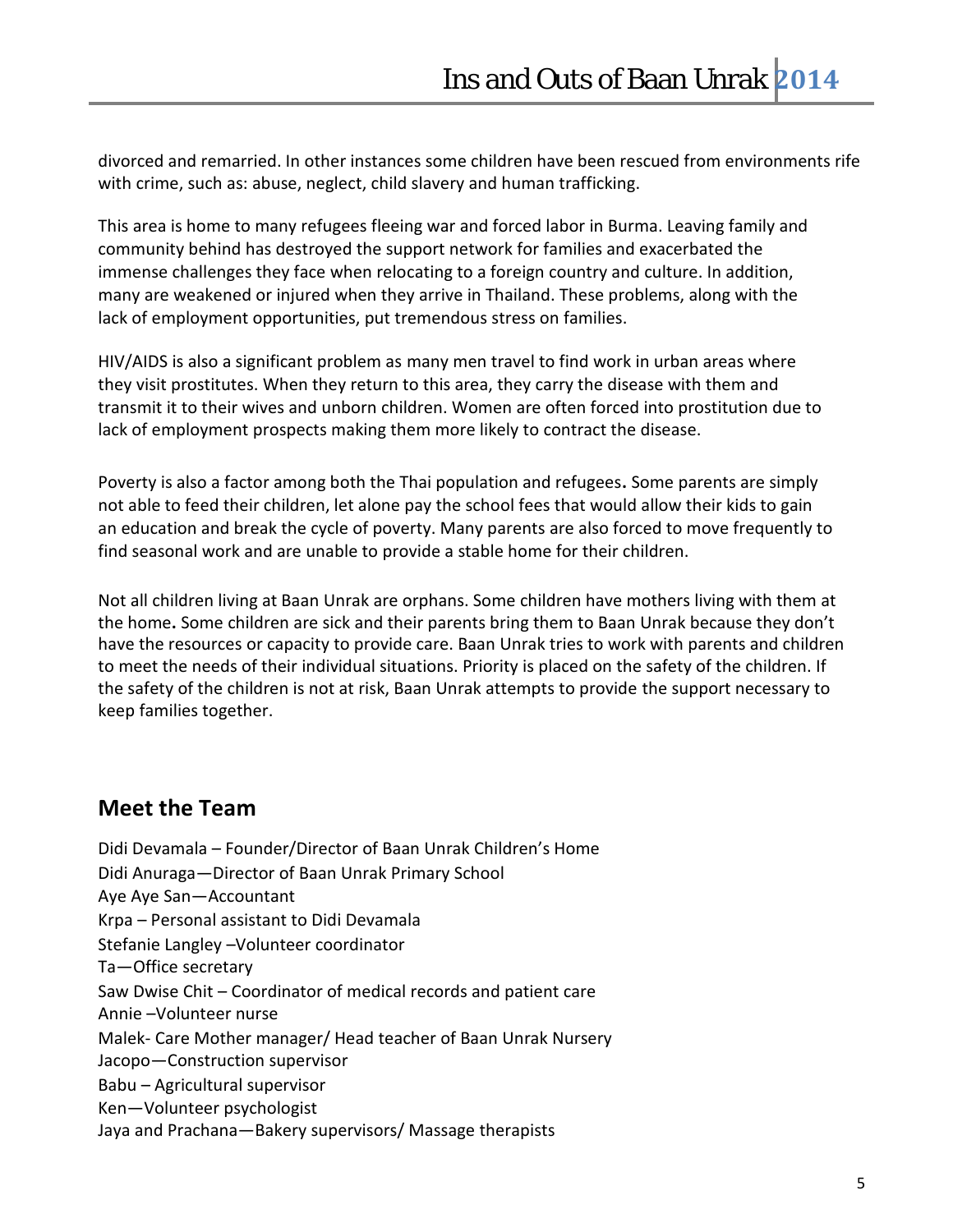divorced and remarried. In other instances some children have been rescued from environments rife with crime, such as: abuse, neglect, child slavery and human trafficking.

This area is home to many refugees fleeing war and forced labor in Burma. Leaving family and community behind has destroyed the support network for families and exacerbated the immense challenges they face when relocating to a foreign country and culture. In addition, many are weakened or injured when they arrive in Thailand. These problems, along with the lack of employment opportunities, put tremendous stress on families.

HIV/AIDS is also a significant problem as many men travel to find work in urban areas where they visit prostitutes. When they return to this area, they carry the disease with them and transmit it to their wives and unborn children. Women are often forced into prostitution due to lack of employment prospects making them more likely to contract the disease.

Poverty is also a factor among both the Thai population and refugees**.** Some parents are simply not able to feed their children, let alone pay the school fees that would allow their kids to gain an education and break the cycle of poverty. Many parents are also forced to move frequently to find seasonal work and are unable to provide a stable home for their children.

Not all children living at Baan Unrak are orphans. Some children have mothers living with them at the home**.** Some children are sick and their parents bring them to Baan Unrak because they don't have the resources or capacity to provide care. Baan Unrak tries to work with parents and children to meet the needs of their individual situations. Priority is placed on the safety of the children. If the safety of the children is not at risk, Baan Unrak attempts to provide the support necessary to keep families together.

## Meet the Team

Didi Devamala – Founder/Director of Baan Unrak Children's Home
Didi Anuraga—Director of Baan Unrak Primary School
Aye Aye San—Accountant
Krpa – Personal assistant to Didi Devamala
Stefanie Langley –Volunteer coordinator
Ta—Office secretary
Saw Dwise Chit – Coordinator of medical records and patient care
Annie –Volunteer nurse
Malek- Care Mother manager/ Head teacher of Baan Unrak Nursery
Jacopo—Construction supervisor
Babu – Agricultural supervisor
Ken—Volunteer psychologist
Jaya and Prachana—Bakery supervisors/ Massage therapists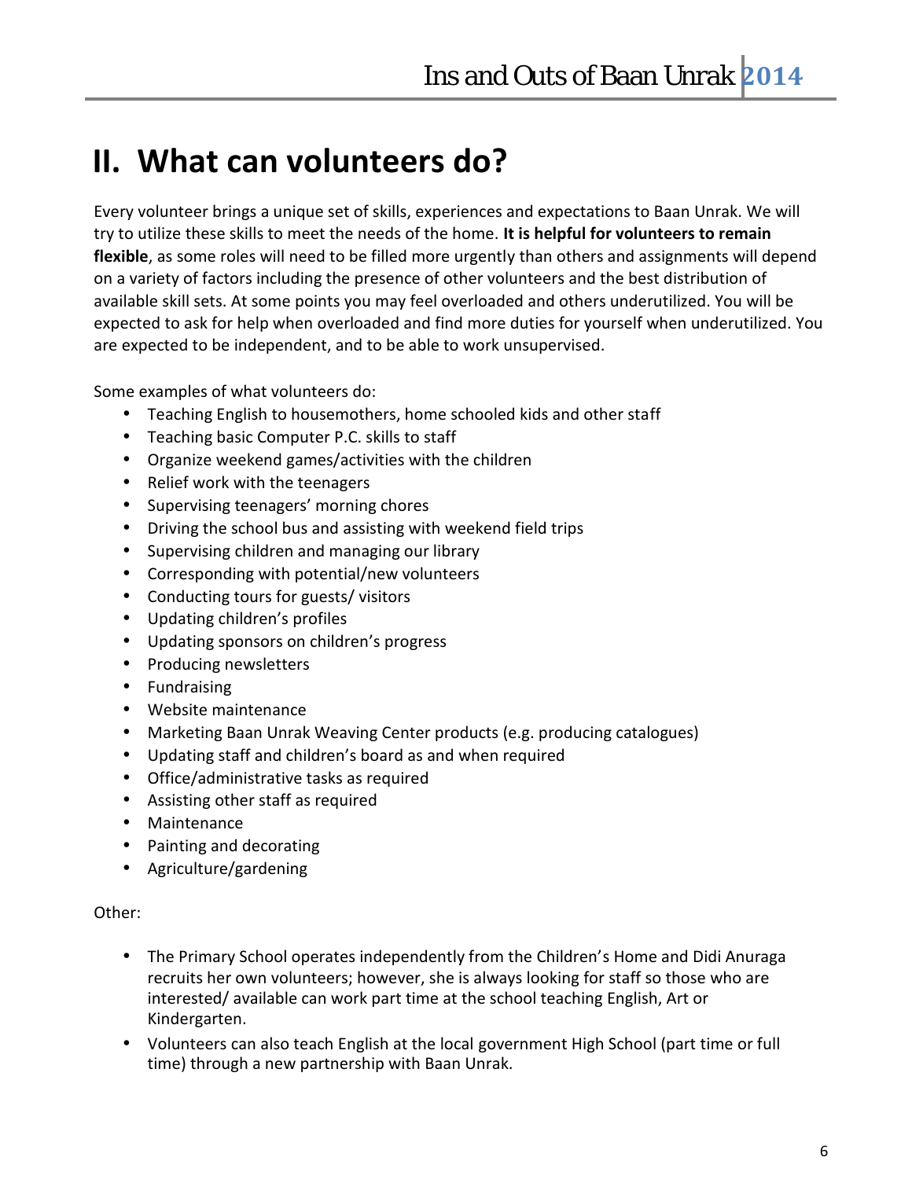# II. What can volunteers do?

Every volunteer brings a unique set of skills, experiences and expectations to Baan Unrak. We will try to utilize these skills to meet the needs of the home. **It is helpful for volunteers to remain flexible**, as some roles will need to be filled more urgently than others and assignments will depend on a variety of factors including the presence of other volunteers and the best distribution of available skill sets. At some points you may feel overloaded and others underutilized. You will be expected to ask for help when overloaded and find more duties for yourself when underutilized. You are expected to be independent, and to be able to work unsupervised.

Some examples of what volunteers do:

- Teaching English to housemothers, home schooled kids and other staff
- Teaching basic Computer P.C. skills to staff
- Organize weekend games/activities with the children
- Relief work with the teenagers
- Supervising teenagers' morning chores
- Driving the school bus and assisting with weekend field trips
- Supervising children and managing our library
- Corresponding with potential/new volunteers
- Conducting tours for guests/ visitors
- Updating children's profiles
- Updating sponsors on children's progress
- Producing newsletters
- Fundraising
- Website maintenance
- Marketing Baan Unrak Weaving Center products (e.g. producing catalogues)
- Updating staff and children's board as and when required
- Office/administrative tasks as required
- Assisting other staff as required
- Maintenance
- Painting and decorating
- Agriculture/gardening

Other:

- The Primary School operates independently from the Children's Home and Didi Anuraga recruits her own volunteers; however, she is always looking for staff so those who are interested/ available can work part time at the school teaching English, Art or Kindergarten.
- Volunteers can also teach English at the local government High School (part time or full time) through a new partnership with Baan Unrak.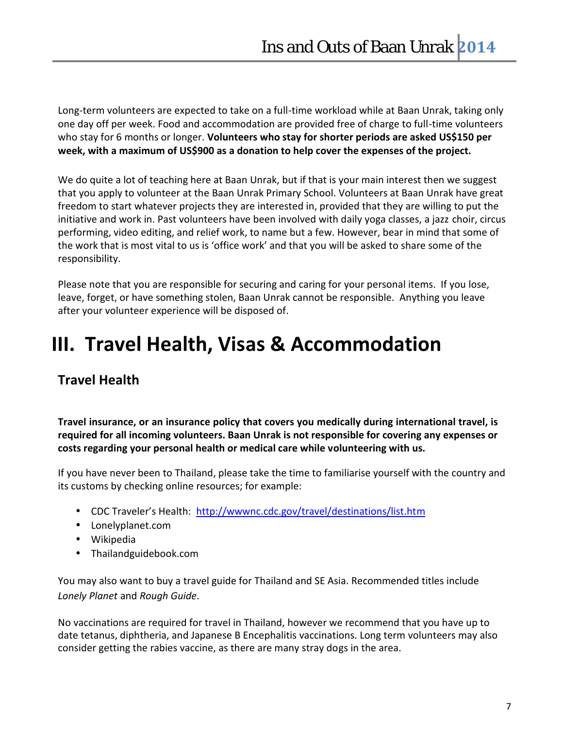Long-term volunteers are expected to take on a full-time workload while at Baan Unrak, taking only one day off per week. Food and accommodation are provided free of charge to full-time volunteers who stay for 6 months or longer. **Volunteers who stay for shorter periods are asked US$150 per week, with a maximum of US$900 as a donation to help cover the expenses of the project.**

We do quite a lot of teaching here at Baan Unrak, but if that is your main interest then we suggest that you apply to volunteer at the Baan Unrak Primary School. Volunteers at Baan Unrak have great freedom to start whatever projects they are interested in, provided that they are willing to put the initiative and work in. Past volunteers have been involved with daily yoga classes, a jazz choir, circus performing, video editing, and relief work, to name but a few. However, bear in mind that some of the work that is most vital to us is 'office work' and that you will be asked to share some of the responsibility.

Please note that you are responsible for securing and caring for your personal items. If you lose, leave, forget, or have something stolen, Baan Unrak cannot be responsible. Anything you leave after your volunteer experience will be disposed of.

# III. Travel Health, Visas & Accommodation

## Travel Health

**Travel insurance, or an insurance policy that covers you medically during international travel, is required for all incoming volunteers. Baan Unrak is not responsible for covering any expenses or costs regarding your personal health or medical care while volunteering with us.**

If you have never been to Thailand, please take the time to familiarise yourself with the country and its customs by checking online resources; for example:

- CDC Traveler's Health: http://wwwnc.cdc.gov/travel/destinations/list.htm
- Lonelyplanet.com
- Wikipedia
- Thailandguidebook.com

You may also want to buy a travel guide for Thailand and SE Asia. Recommended titles include *Lonely Planet* and *Rough Guide*.

No vaccinations are required for travel in Thailand, however we recommend that you have up to date tetanus, diphtheria, and Japanese B Encephalitis vaccinations. Long term volunteers may also consider getting the rabies vaccine, as there are many stray dogs in the area.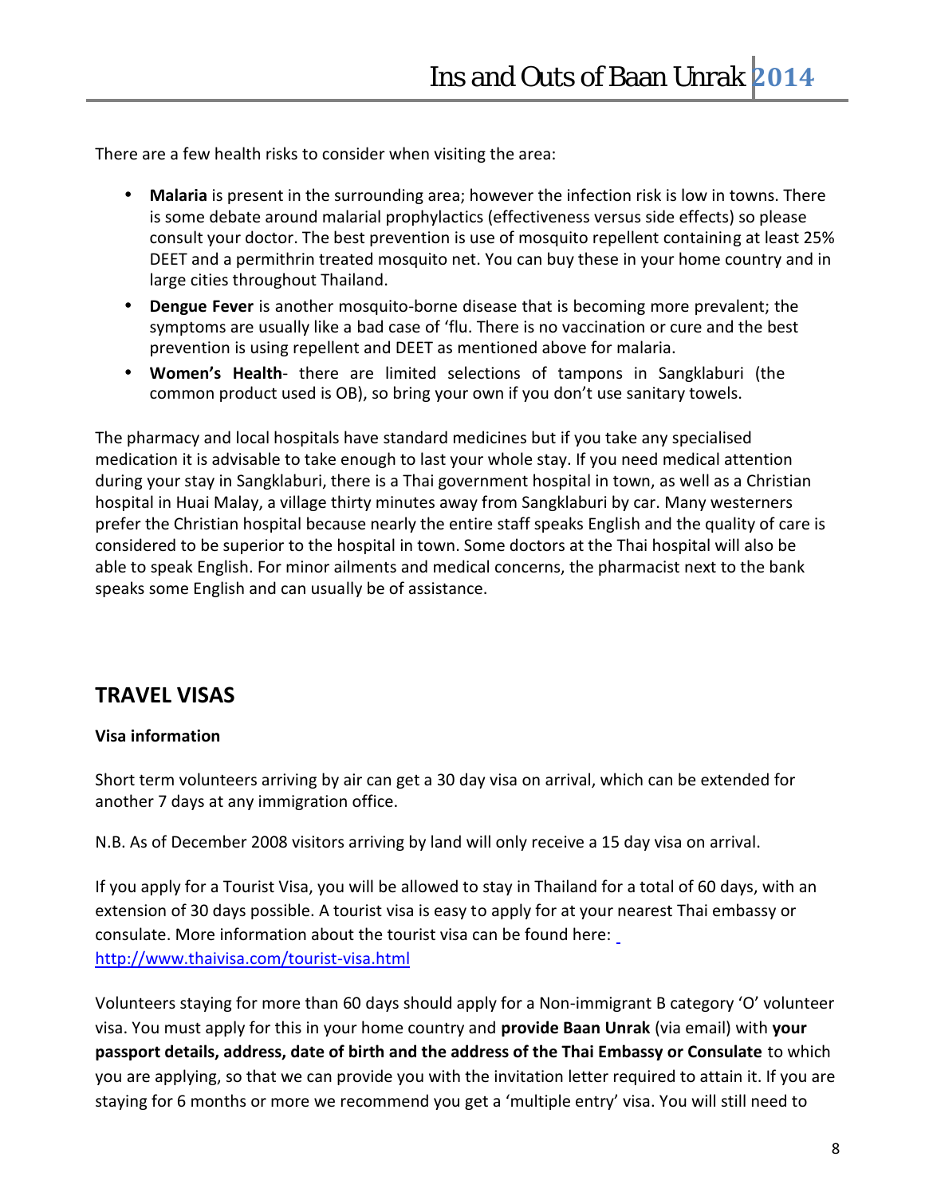There are a few health risks to consider when visiting the area:

- **Malaria** is present in the surrounding area; however the infection risk is low in towns. There is some debate around malarial prophylactics (effectiveness versus side effects) so please consult your doctor. The best prevention is use of mosquito repellent containing at least 25% DEET and a permithrin treated mosquito net. You can buy these in your home country and in large cities throughout Thailand.
- **Dengue Fever** is another mosquito-borne disease that is becoming more prevalent; the symptoms are usually like a bad case of 'flu. There is no vaccination or cure and the best prevention is using repellent and DEET as mentioned above for malaria.
- **Women's Health**- there are limited selections of tampons in Sangklaburi (the common product used is OB), so bring your own if you don't use sanitary towels.

The pharmacy and local hospitals have standard medicines but if you take any specialised medication it is advisable to take enough to last your whole stay. If you need medical attention during your stay in Sangklaburi, there is a Thai government hospital in town, as well as a Christian hospital in Huai Malay, a village thirty minutes away from Sangklaburi by car. Many westerners prefer the Christian hospital because nearly the entire staff speaks English and the quality of care is considered to be superior to the hospital in town. Some doctors at the Thai hospital will also be able to speak English. For minor ailments and medical concerns, the pharmacist next to the bank speaks some English and can usually be of assistance.

## TRAVEL VISAS

**Visa information**

Short term volunteers arriving by air can get a 30 day visa on arrival, which can be extended for another 7 days at any immigration office.

N.B. As of December 2008 visitors arriving by land will only receive a 15 day visa on arrival.

If you apply for a Tourist Visa, you will be allowed to stay in Thailand for a total of 60 days, with an extension of 30 days possible. A tourist visa is easy to apply for at your nearest Thai embassy or consulate. More information about the tourist visa can be found here: http://www.thaivisa.com/tourist-visa.html

Volunteers staying for more than 60 days should apply for a Non-immigrant B category 'O' volunteer visa. You must apply for this in your home country and **provide Baan Unrak** (via email) with **your passport details, address, date of birth and the address of the Thai Embassy or Consulate** to which you are applying, so that we can provide you with the invitation letter required to attain it. If you are staying for 6 months or more we recommend you get a 'multiple entry' visa. You will still need to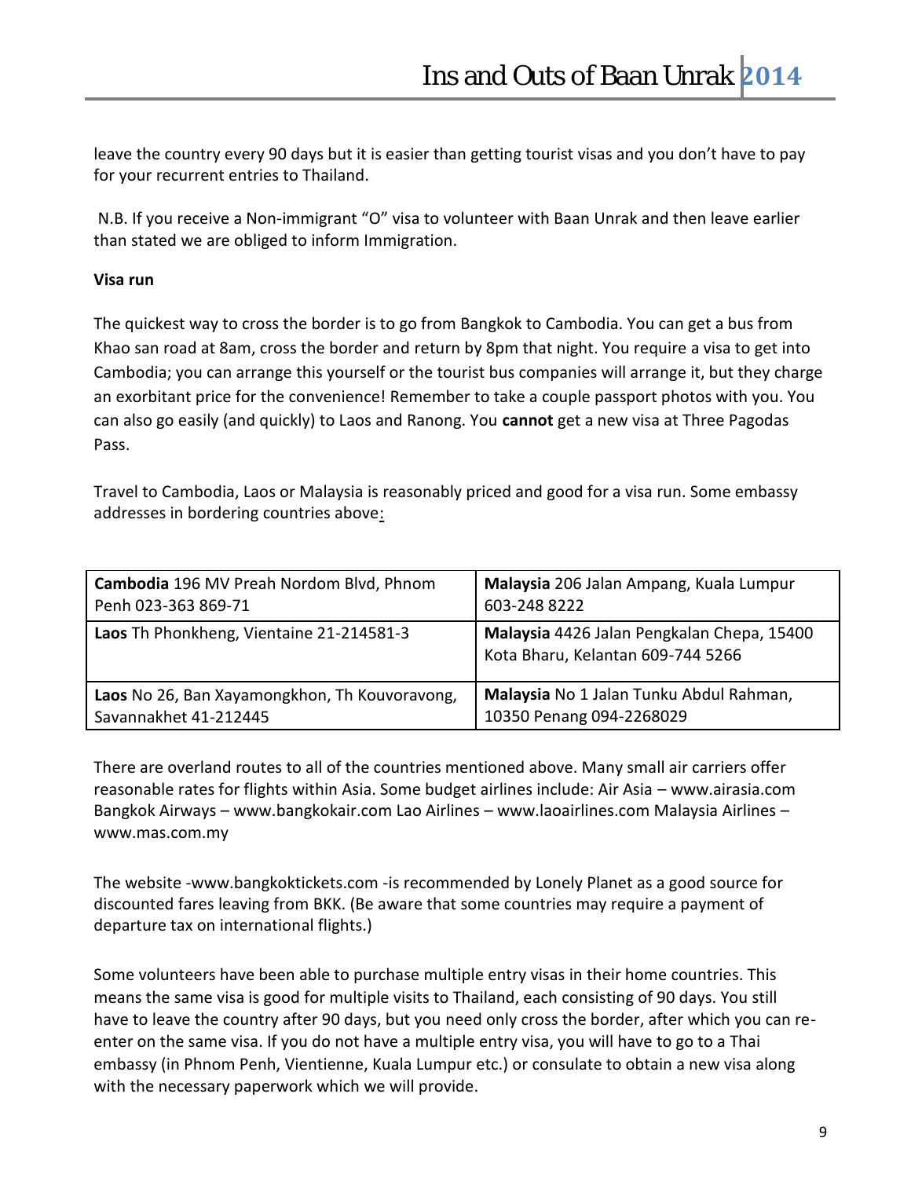leave the country every 90 days but it is easier than getting tourist visas and you don't have to pay for your recurrent entries to Thailand.

N.B. If you receive a Non-immigrant "O" visa to volunteer with Baan Unrak and then leave earlier than stated we are obliged to inform Immigration.

**Visa run**

The quickest way to cross the border is to go from Bangkok to Cambodia. You can get a bus from Khao san road at 8am, cross the border and return by 8pm that night. You require a visa to get into Cambodia; you can arrange this yourself or the tourist bus companies will arrange it, but they charge an exorbitant price for the convenience! Remember to take a couple passport photos with you. You can also go easily (and quickly) to Laos and Ranong. You **cannot** get a new visa at Three Pagodas Pass.

Travel to Cambodia, Laos or Malaysia is reasonably priced and good for a visa run. Some embassy addresses in bordering countries above:

| | |
|---|---|
| **Cambodia** 196 MV Preah Nordom Blvd, Phnom Penh 023-363 869-71 | **Malaysia** 206 Jalan Ampang, Kuala Lumpur 603-248 8222 |
| **Laos** Th Phonkheng, Vientaine 21-214581-3 | **Malaysia** 4426 Jalan Pengkalan Chepa, 15400 Kota Bharu, Kelantan 609-744 5266 |
| **Laos** No 26, Ban Xayamongkhon, Th Kouvoravong, Savannakhet 41-212445 | **Malaysia** No 1 Jalan Tunku Abdul Rahman, 10350 Penang 094-2268029 |

There are overland routes to all of the countries mentioned above. Many small air carriers offer reasonable rates for flights within Asia. Some budget airlines include: Air Asia – www.airasia.com Bangkok Airways – www.bangkokair.com Lao Airlines – www.laoairlines.com Malaysia Airlines – www.mas.com.my

The website -www.bangkoktickets.com -is recommended by Lonely Planet as a good source for discounted fares leaving from BKK. (Be aware that some countries may require a payment of departure tax on international flights.)

Some volunteers have been able to purchase multiple entry visas in their home countries. This means the same visa is good for multiple visits to Thailand, each consisting of 90 days. You still have to leave the country after 90 days, but you need only cross the border, after which you can re-enter on the same visa. If you do not have a multiple entry visa, you will have to go to a Thai embassy (in Phnom Penh, Vientienne, Kuala Lumpur etc.) or consulate to obtain a new visa along with the necessary paperwork which we will provide.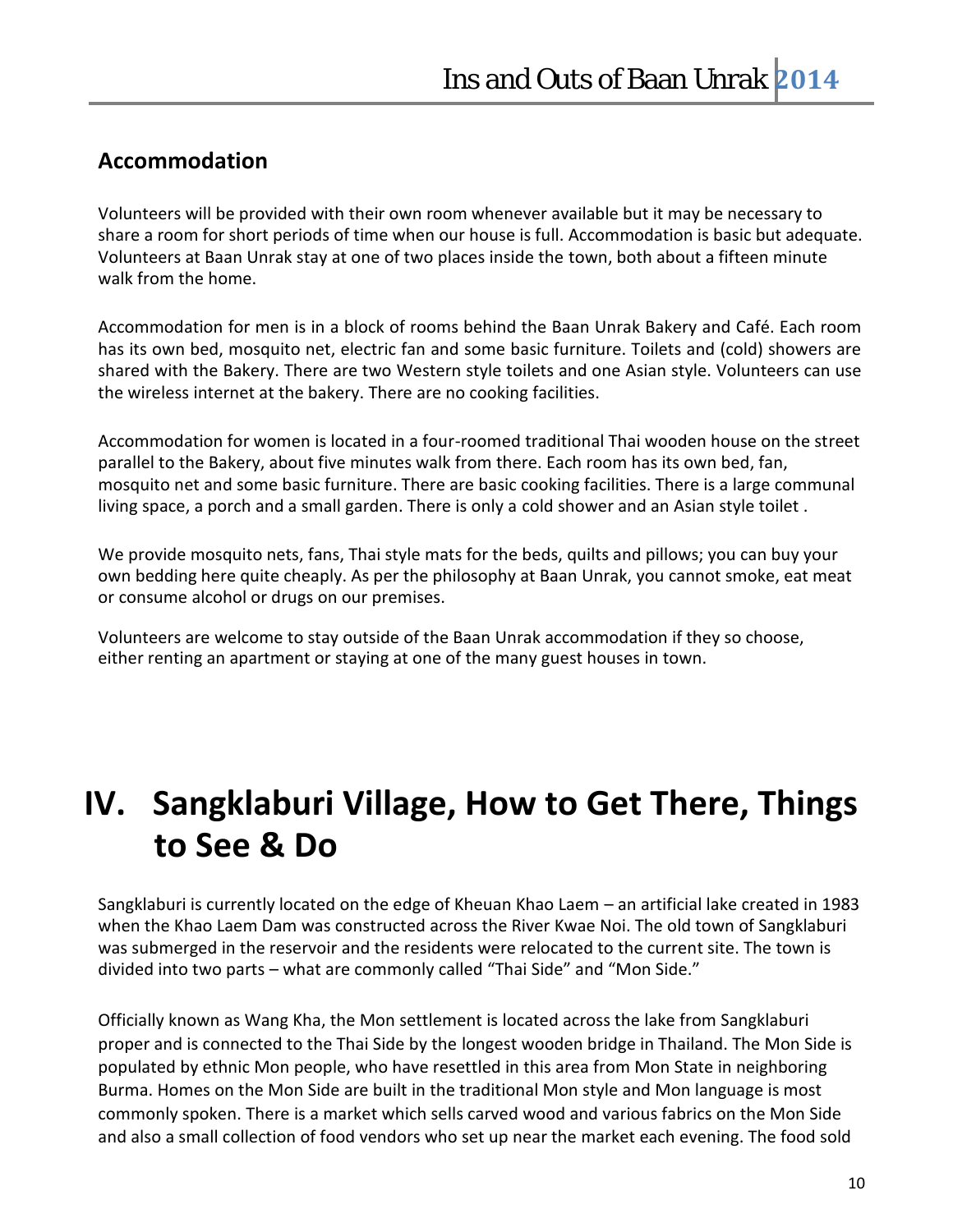## Accommodation

Volunteers will be provided with their own room whenever available but it may be necessary to share a room for short periods of time when our house is full. Accommodation is basic but adequate. Volunteers at Baan Unrak stay at one of two places inside the town, both about a fifteen minute walk from the home.

Accommodation for men is in a block of rooms behind the Baan Unrak Bakery and Café. Each room has its own bed, mosquito net, electric fan and some basic furniture. Toilets and (cold) showers are shared with the Bakery. There are two Western style toilets and one Asian style. Volunteers can use the wireless internet at the bakery. There are no cooking facilities.

Accommodation for women is located in a four-roomed traditional Thai wooden house on the street parallel to the Bakery, about five minutes walk from there. Each room has its own bed, fan, mosquito net and some basic furniture. There are basic cooking facilities. There is a large communal living space, a porch and a small garden. There is only a cold shower and an Asian style toilet .

We provide mosquito nets, fans, Thai style mats for the beds, quilts and pillows; you can buy your own bedding here quite cheaply. As per the philosophy at Baan Unrak, you cannot smoke, eat meat or consume alcohol or drugs on our premises.

Volunteers are welcome to stay outside of the Baan Unrak accommodation if they so choose, either renting an apartment or staying at one of the many guest houses in town.

# IV. Sangklaburi Village, How to Get There, Things to See & Do

Sangklaburi is currently located on the edge of Kheuan Khao Laem – an artificial lake created in 1983 when the Khao Laem Dam was constructed across the River Kwae Noi. The old town of Sangklaburi was submerged in the reservoir and the residents were relocated to the current site. The town is divided into two parts – what are commonly called "Thai Side" and "Mon Side."

Officially known as Wang Kha, the Mon settlement is located across the lake from Sangklaburi proper and is connected to the Thai Side by the longest wooden bridge in Thailand. The Mon Side is populated by ethnic Mon people, who have resettled in this area from Mon State in neighboring Burma. Homes on the Mon Side are built in the traditional Mon style and Mon language is most commonly spoken. There is a market which sells carved wood and various fabrics on the Mon Side and also a small collection of food vendors who set up near the market each evening. The food sold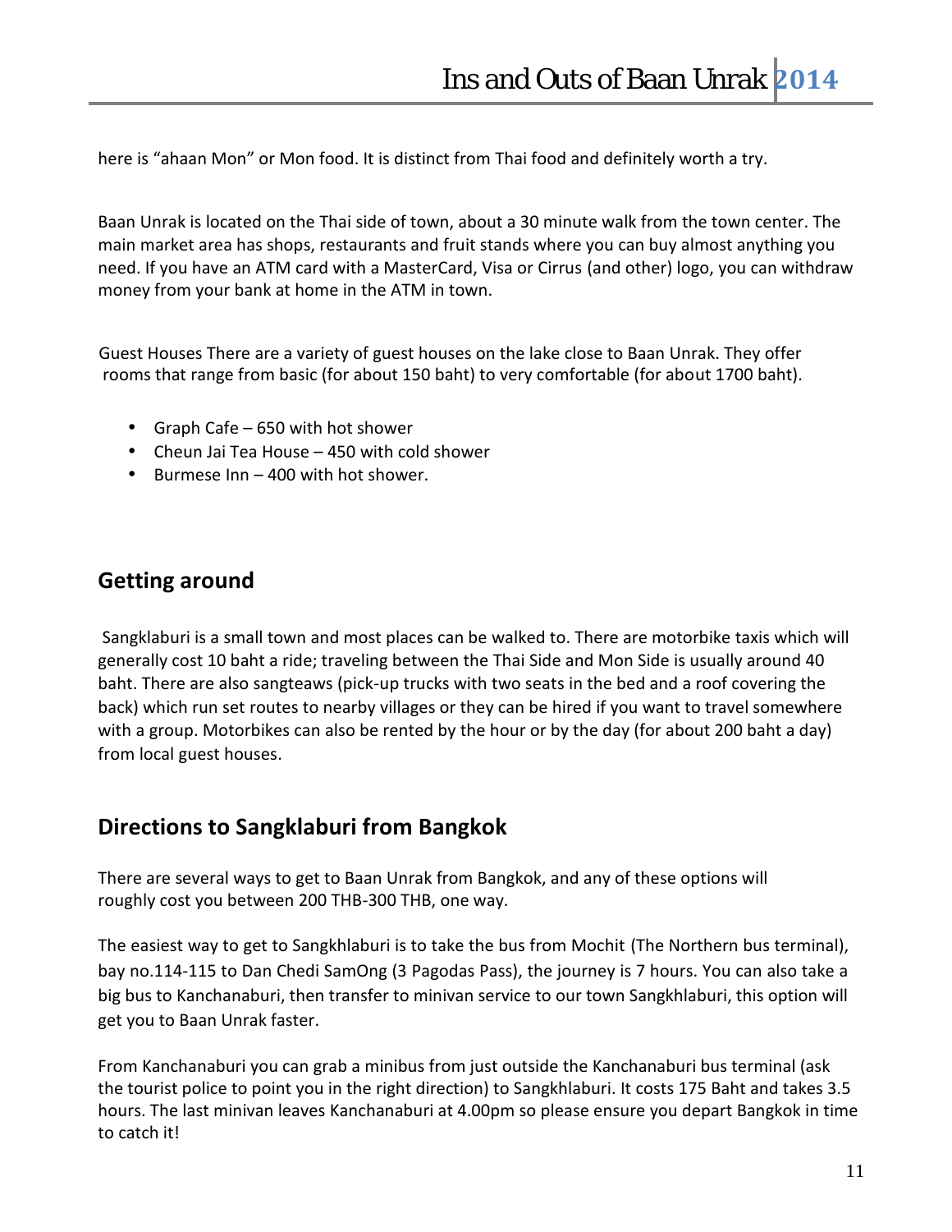here is "ahaan Mon" or Mon food. It is distinct from Thai food and definitely worth a try.

Baan Unrak is located on the Thai side of town, about a 30 minute walk from the town center. The main market area has shops, restaurants and fruit stands where you can buy almost anything you need. If you have an ATM card with a MasterCard, Visa or Cirrus (and other) logo, you can withdraw money from your bank at home in the ATM in town.

Guest Houses There are a variety of guest houses on the lake close to Baan Unrak. They offer rooms that range from basic (for about 150 baht) to very comfortable (for about 1700 baht).

- Graph Cafe – 650 with hot shower
- Cheun Jai Tea House – 450 with cold shower
- Burmese Inn – 400 with hot shower.

## Getting around

Sangklaburi is a small town and most places can be walked to. There are motorbike taxis which will generally cost 10 baht a ride; traveling between the Thai Side and Mon Side is usually around 40 baht. There are also sangteaws (pick-up trucks with two seats in the bed and a roof covering the back) which run set routes to nearby villages or they can be hired if you want to travel somewhere with a group. Motorbikes can also be rented by the hour or by the day (for about 200 baht a day) from local guest houses.

## Directions to Sangklaburi from Bangkok

There are several ways to get to Baan Unrak from Bangkok, and any of these options will roughly cost you between 200 THB-300 THB, one way.

The easiest way to get to Sangkhlaburi is to take the bus from Mochit (The Northern bus terminal), bay no.114-115 to Dan Chedi SamOng (3 Pagodas Pass), the journey is 7 hours. You can also take a big bus to Kanchanaburi, then transfer to minivan service to our town Sangkhlaburi, this option will get you to Baan Unrak faster.

From Kanchanaburi you can grab a minibus from just outside the Kanchanaburi bus terminal (ask the tourist police to point you in the right direction) to Sangkhlaburi. It costs 175 Baht and takes 3.5 hours. The last minivan leaves Kanchanaburi at 4.00pm so please ensure you depart Bangkok in time to catch it!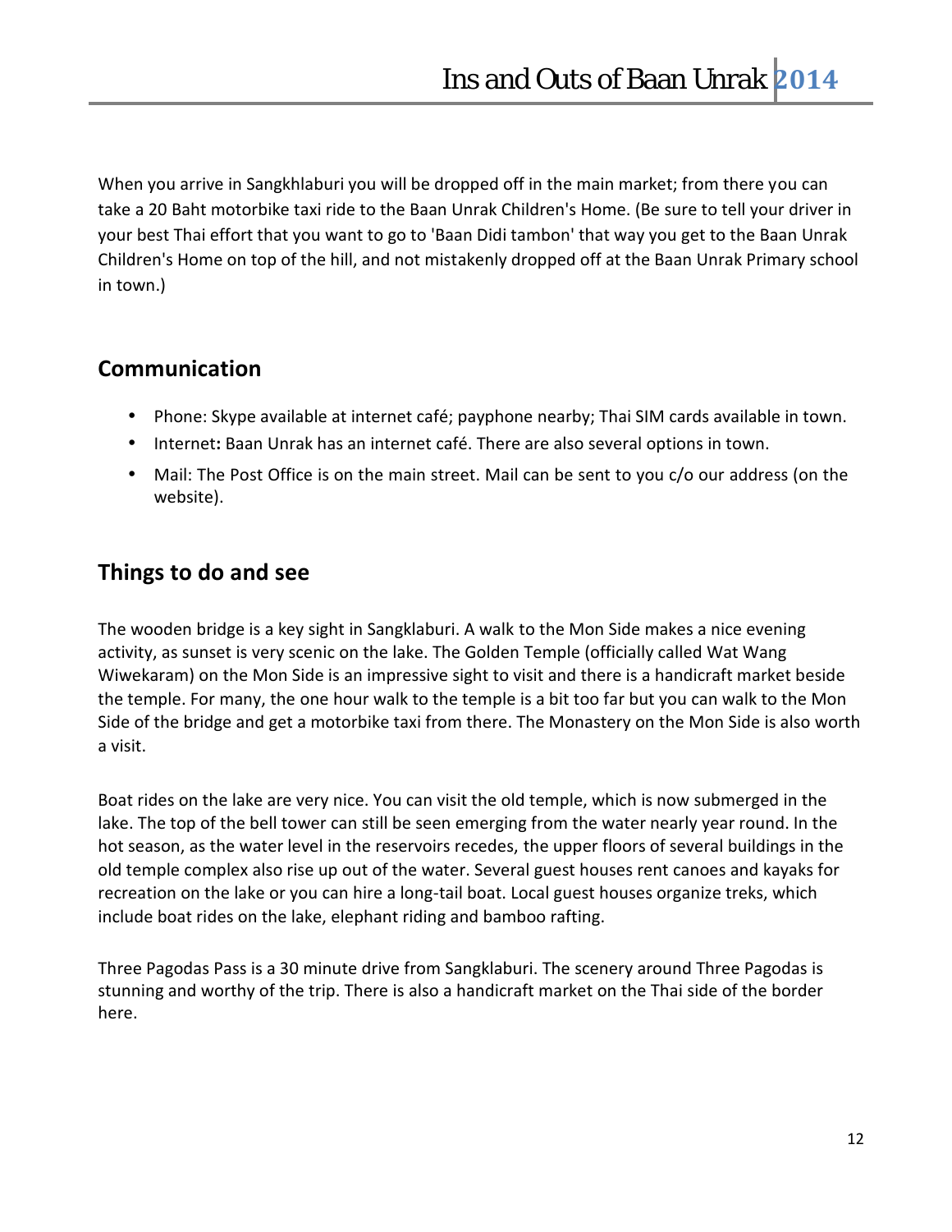When you arrive in Sangkhlaburi you will be dropped off in the main market; from there you can take a 20 Baht motorbike taxi ride to the Baan Unrak Children's Home. (Be sure to tell your driver in your best Thai effort that you want to go to 'Baan Didi tambon' that way you get to the Baan Unrak Children's Home on top of the hill, and not mistakenly dropped off at the Baan Unrak Primary school in town.)

## Communication

- Phone: Skype available at internet café; payphone nearby; Thai SIM cards available in town.
- Internet**:** Baan Unrak has an internet café. There are also several options in town.
- Mail: The Post Office is on the main street. Mail can be sent to you c/o our address (on the website).

## Things to do and see

The wooden bridge is a key sight in Sangklaburi. A walk to the Mon Side makes a nice evening activity, as sunset is very scenic on the lake. The Golden Temple (officially called Wat Wang Wiwekaram) on the Mon Side is an impressive sight to visit and there is a handicraft market beside the temple. For many, the one hour walk to the temple is a bit too far but you can walk to the Mon Side of the bridge and get a motorbike taxi from there. The Monastery on the Mon Side is also worth a visit.

Boat rides on the lake are very nice. You can visit the old temple, which is now submerged in the lake. The top of the bell tower can still be seen emerging from the water nearly year round. In the hot season, as the water level in the reservoirs recedes, the upper floors of several buildings in the old temple complex also rise up out of the water. Several guest houses rent canoes and kayaks for recreation on the lake or you can hire a long-tail boat. Local guest houses organize treks, which include boat rides on the lake, elephant riding and bamboo rafting.

Three Pagodas Pass is a 30 minute drive from Sangklaburi. The scenery around Three Pagodas is stunning and worthy of the trip. There is also a handicraft market on the Thai side of the border here.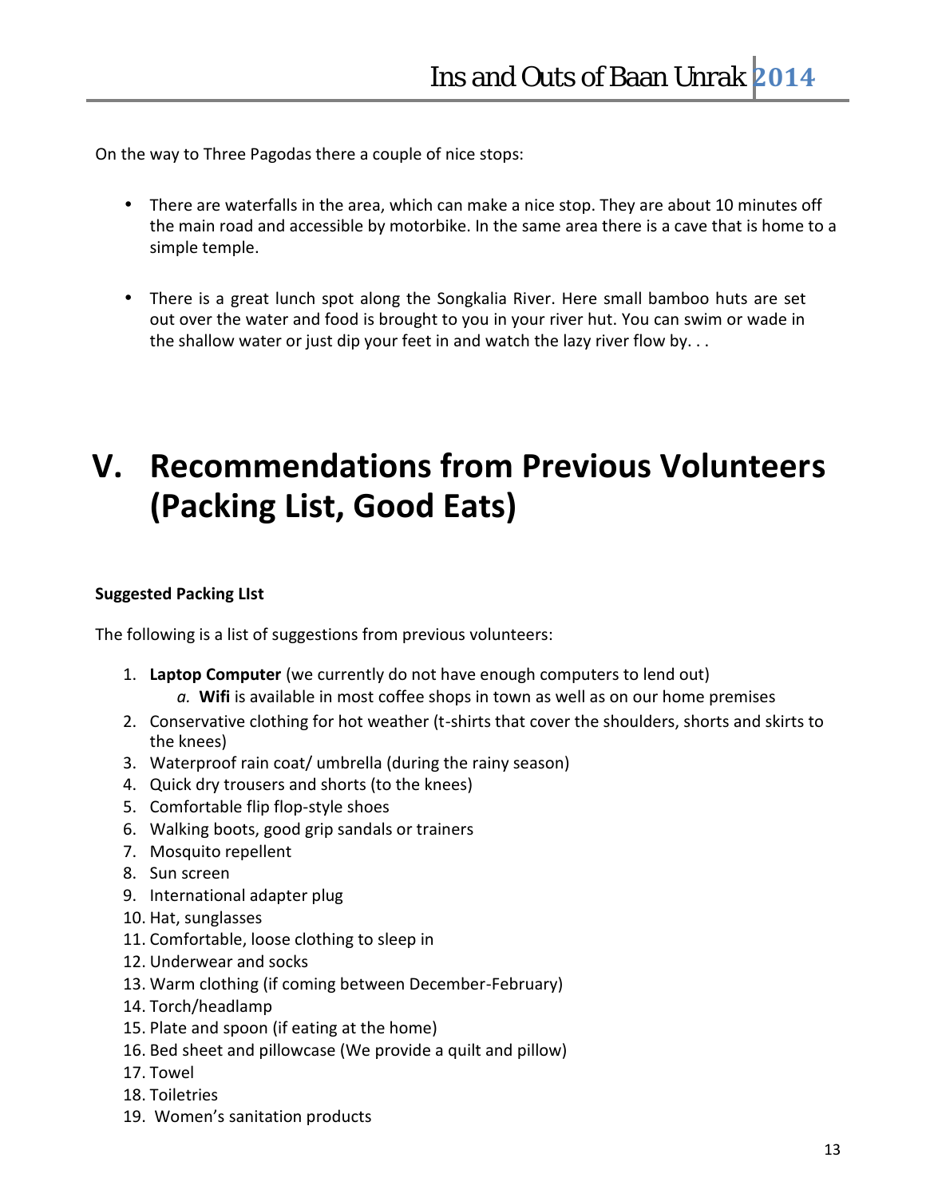On the way to Three Pagodas there a couple of nice stops:

- There are waterfalls in the area, which can make a nice stop. They are about 10 minutes off the main road and accessible by motorbike. In the same area there is a cave that is home to a simple temple.

- There is a great lunch spot along the Songkalia River. Here small bamboo huts are set out over the water and food is brought to you in your river hut. You can swim or wade in the shallow water or just dip your feet in and watch the lazy river flow by. . .

# V. Recommendations from Previous Volunteers (Packing List, Good Eats)

**Suggested Packing LIst**

The following is a list of suggestions from previous volunteers:

1. **Laptop Computer** (we currently do not have enough computers to lend out)
    a. **Wifi** is available in most coffee shops in town as well as on our home premises
2. Conservative clothing for hot weather (t-shirts that cover the shoulders, shorts and skirts to the knees)
3. Waterproof rain coat/ umbrella (during the rainy season)
4. Quick dry trousers and shorts (to the knees)
5. Comfortable flip flop-style shoes
6. Walking boots, good grip sandals or trainers
7. Mosquito repellent
8. Sun screen
9. International adapter plug
10. Hat, sunglasses
11. Comfortable, loose clothing to sleep in
12. Underwear and socks
13. Warm clothing (if coming between December-February)
14. Torch/headlamp
15. Plate and spoon (if eating at the home)
16. Bed sheet and pillowcase (We provide a quilt and pillow)
17. Towel
18. Toiletries
19. Women's sanitation products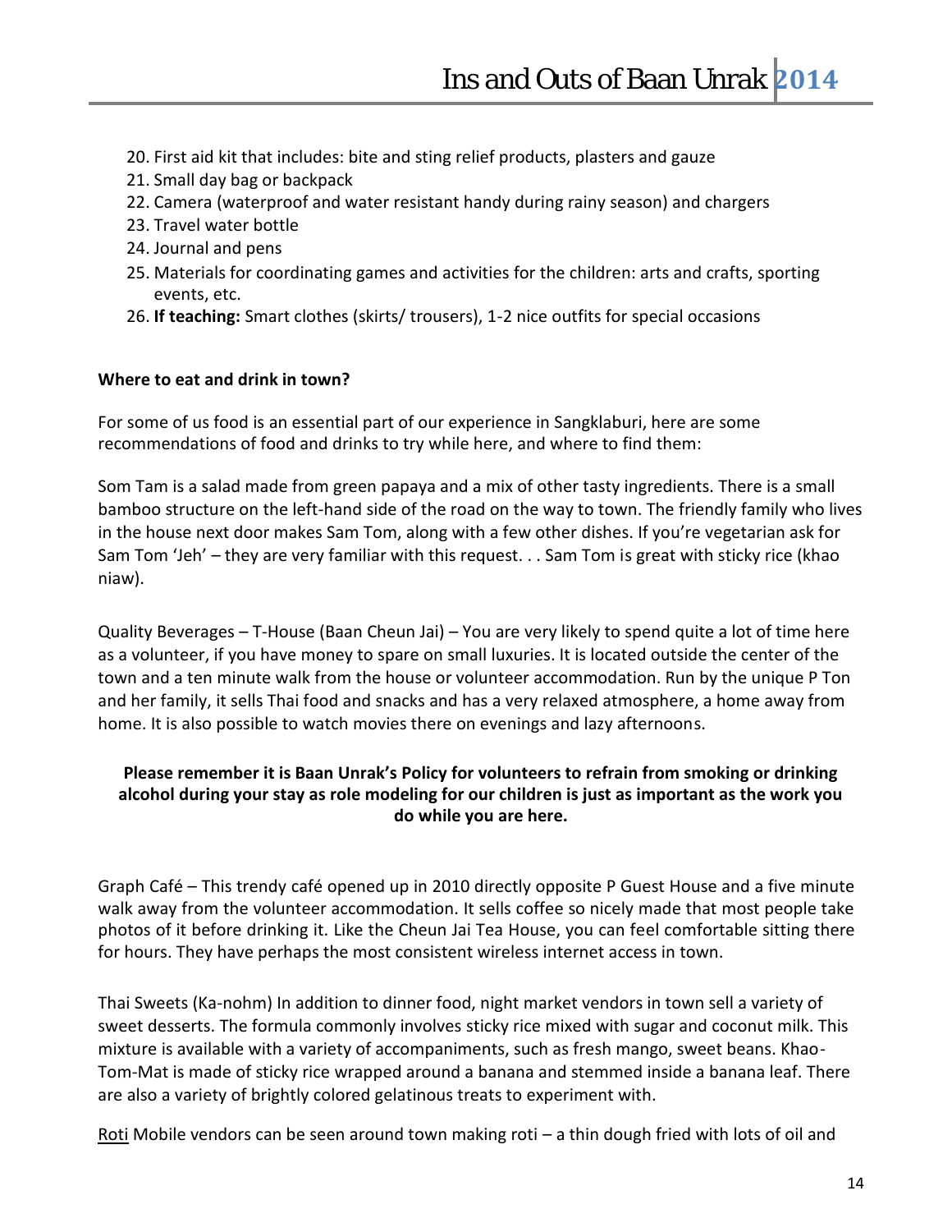20. First aid kit that includes: bite and sting relief products, plasters and gauze
21. Small day bag or backpack
22. Camera (waterproof and water resistant handy during rainy season) and chargers
23. Travel water bottle
24. Journal and pens
25. Materials for coordinating games and activities for the children: arts and crafts, sporting events, etc.
26. **If teaching:** Smart clothes (skirts/ trousers), 1-2 nice outfits for special occasions

**Where to eat and drink in town?**

For some of us food is an essential part of our experience in Sangklaburi, here are some recommendations of food and drinks to try while here, and where to find them:

Som Tam is a salad made from green papaya and a mix of other tasty ingredients. There is a small bamboo structure on the left-hand side of the road on the way to town. The friendly family who lives in the house next door makes Sam Tom, along with a few other dishes. If you're vegetarian ask for Sam Tom 'Jeh' – they are very familiar with this request. . . Sam Tom is great with sticky rice (khao niaw).

Quality Beverages – T-House (Baan Cheun Jai) – You are very likely to spend quite a lot of time here as a volunteer, if you have money to spare on small luxuries. It is located outside the center of the town and a ten minute walk from the house or volunteer accommodation. Run by the unique P Ton and her family, it sells Thai food and snacks and has a very relaxed atmosphere, a home away from home. It is also possible to watch movies there on evenings and lazy afternoons.

**Please remember it is Baan Unrak's Policy for volunteers to refrain from smoking or drinking alcohol during your stay as role modeling for our children is just as important as the work you do while you are here.**

Graph Café – This trendy café opened up in 2010 directly opposite P Guest House and a five minute walk away from the volunteer accommodation. It sells coffee so nicely made that most people take photos of it before drinking it. Like the Cheun Jai Tea House, you can feel comfortable sitting there for hours. They have perhaps the most consistent wireless internet access in town.

Thai Sweets (Ka-nohm) In addition to dinner food, night market vendors in town sell a variety of sweet desserts. The formula commonly involves sticky rice mixed with sugar and coconut milk. This mixture is available with a variety of accompaniments, such as fresh mango, sweet beans. Khao-Tom-Mat is made of sticky rice wrapped around a banana and stemmed inside a banana leaf. There are also a variety of brightly colored gelatinous treats to experiment with.

Roti Mobile vendors can be seen around town making roti – a thin dough fried with lots of oil and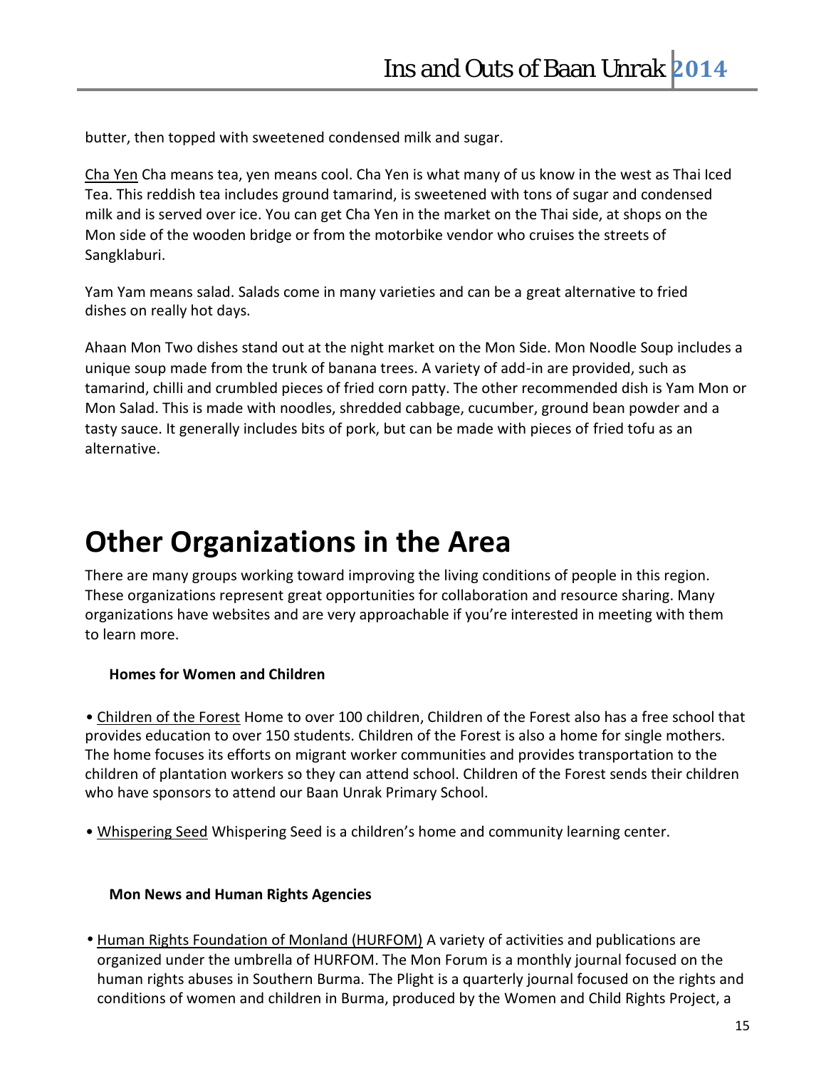butter, then topped with sweetened condensed milk and sugar.

Cha Yen Cha means tea, yen means cool. Cha Yen is what many of us know in the west as Thai Iced Tea. This reddish tea includes ground tamarind, is sweetened with tons of sugar and condensed milk and is served over ice. You can get Cha Yen in the market on the Thai side, at shops on the Mon side of the wooden bridge or from the motorbike vendor who cruises the streets of Sangklaburi.

Yam Yam means salad. Salads come in many varieties and can be a great alternative to fried dishes on really hot days.

Ahaan Mon Two dishes stand out at the night market on the Mon Side. Mon Noodle Soup includes a unique soup made from the trunk of banana trees. A variety of add-in are provided, such as tamarind, chilli and crumbled pieces of fried corn patty. The other recommended dish is Yam Mon or Mon Salad. This is made with noodles, shredded cabbage, cucumber, ground bean powder and a tasty sauce. It generally includes bits of pork, but can be made with pieces of fried tofu as an alternative.

# Other Organizations in the Area

There are many groups working toward improving the living conditions of people in this region. These organizations represent great opportunities for collaboration and resource sharing. Many organizations have websites and are very approachable if you're interested in meeting with them to learn more.

**Homes for Women and Children**

- Children of the Forest Home to over 100 children, Children of the Forest also has a free school that provides education to over 150 students. Children of the Forest is also a home for single mothers. The home focuses its efforts on migrant worker communities and provides transportation to the children of plantation workers so they can attend school. Children of the Forest sends their children who have sponsors to attend our Baan Unrak Primary School.

- Whispering Seed Whispering Seed is a children's home and community learning center.

**Mon News and Human Rights Agencies**

- Human Rights Foundation of Monland (HURFOM) A variety of activities and publications are organized under the umbrella of HURFOM. The Mon Forum is a monthly journal focused on the human rights abuses in Southern Burma. The Plight is a quarterly journal focused on the rights and conditions of women and children in Burma, produced by the Women and Child Rights Project, a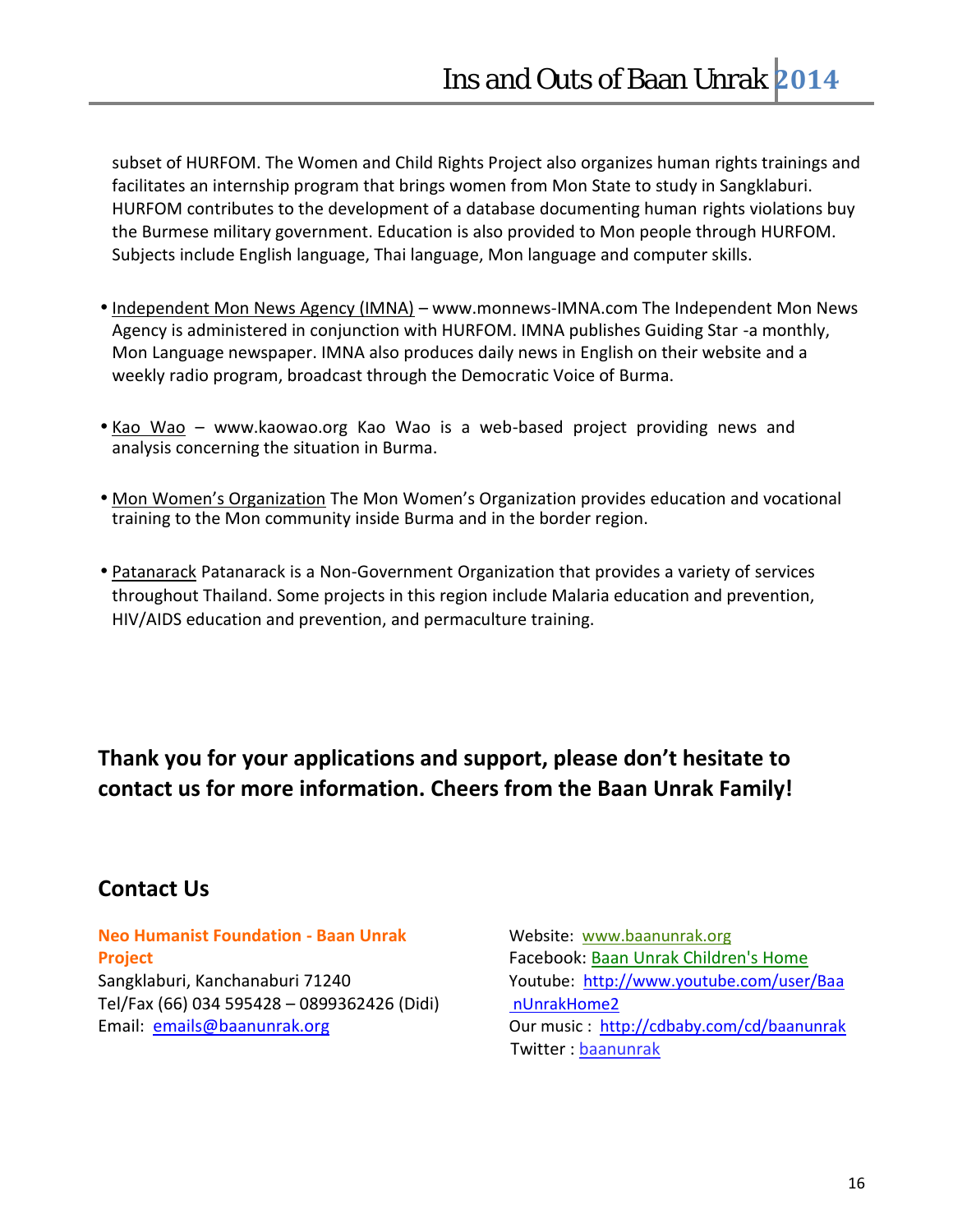subset of HURFOM. The Women and Child Rights Project also organizes human rights trainings and facilitates an internship program that brings women from Mon State to study in Sangklaburi. HURFOM contributes to the development of a database documenting human rights violations buy the Burmese military government. Education is also provided to Mon people through HURFOM. Subjects include English language, Thai language, Mon language and computer skills.

- Independent Mon News Agency (IMNA) – www.monnews-IMNA.com The Independent Mon News Agency is administered in conjunction with HURFOM. IMNA publishes Guiding Star -a monthly, Mon Language newspaper. IMNA also produces daily news in English on their website and a weekly radio program, broadcast through the Democratic Voice of Burma.

- Kao Wao – www.kaowao.org Kao Wao is a web-based project providing news and analysis concerning the situation in Burma.

- Mon Women's Organization The Mon Women's Organization provides education and vocational training to the Mon community inside Burma and in the border region.

- Patanarack Patanarack is a Non-Government Organization that provides a variety of services throughout Thailand. Some projects in this region include Malaria education and prevention, HIV/AIDS education and prevention, and permaculture training.

**Thank you for your applications and support, please don't hesitate to contact us for more information. Cheers from the Baan Unrak Family!**

## Contact Us

**Neo Humanist Foundation - Baan Unrak Project**
Sangklaburi, Kanchanaburi 71240
Tel/Fax (66) 034 595428 – 0899362426 (Didi)
Email: emails@baanunrak.org

Website: www.baanunrak.org
Facebook: Baan Unrak Children's Home
Youtube: http://www.youtube.com/user/BaanUnrakHome2
Our music : http://cdbaby.com/cd/baanunrak
Twitter : baanunrak